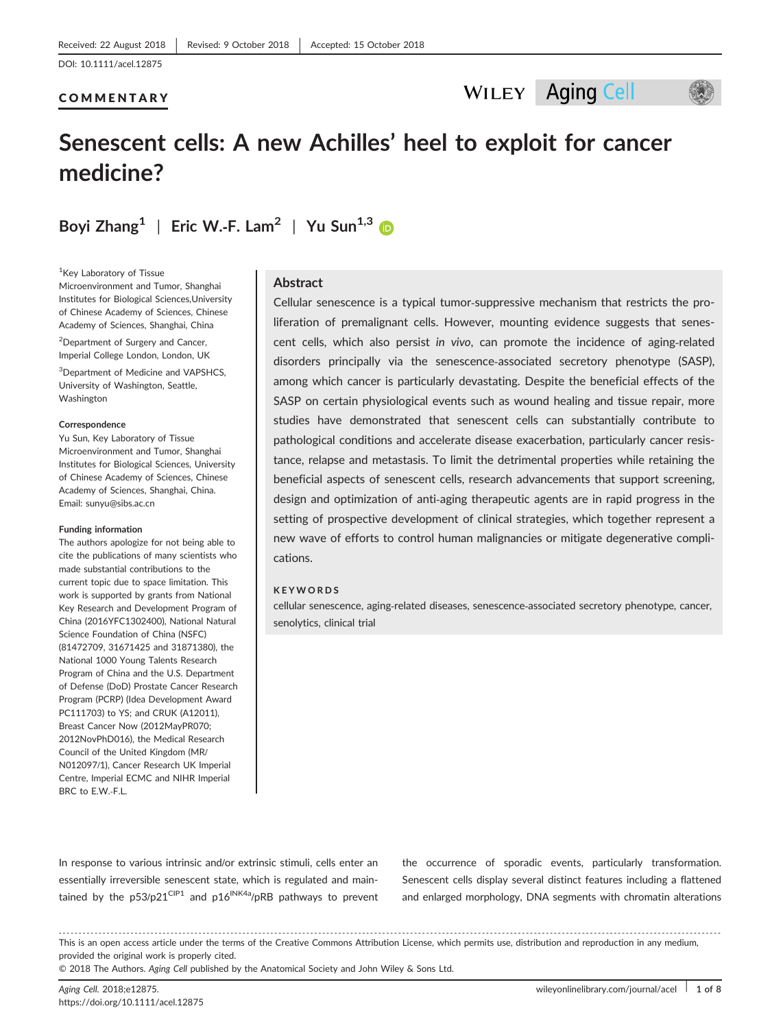Received: 22 August 2018 | Revised: 9 October 2018 | Accepted: 15 October 2018

DOI: 10.1111/acel.12875

COMMENTARY

# Senescent cells: A new Achilles' heel to exploit for cancer medicine?

**Boyi Zhang[1] | Eric W.-F. Lam[2] | Yu Sun[1,3]**

[1]Key Laboratory of Tissue Microenvironment and Tumor, Shanghai Institutes for Biological Sciences,University of Chinese Academy of Sciences, Chinese Academy of Sciences, Shanghai, China

[2]Department of Surgery and Cancer, Imperial College London, London, UK

[3]Department of Medicine and VAPSHCS, University of Washington, Seattle, Washington

**Correspondence**
Yu Sun, Key Laboratory of Tissue Microenvironment and Tumor, Shanghai Institutes for Biological Sciences, University of Chinese Academy of Sciences, Chinese Academy of Sciences, Shanghai, China.
Email: sunyu@sibs.ac.cn

**Funding information**
The authors apologize for not being able to cite the publications of many scientists who made substantial contributions to the current topic due to space limitation. This work is supported by grants from National Key Research and Development Program of China (2016YFC1302400), National Natural Science Foundation of China (NSFC) (81472709, 31671425 and 31871380), the National 1000 Young Talents Research Program of China and the U.S. Department of Defense (DoD) Prostate Cancer Research Program (PCRP) (Idea Development Award PC111703) to YS; and CRUK (A12011), Breast Cancer Now (2012MayPR070; 2012NovPhD016), the Medical Research Council of the United Kingdom (MR/N012097/1), Cancer Research UK Imperial Centre, Imperial ECMC and NIHR Imperial BRC to E.W.-F.L.

## Abstract

Cellular senescence is a typical tumor-suppressive mechanism that restricts the proliferation of premalignant cells. However, mounting evidence suggests that senescent cells, which also persist *in vivo*, can promote the incidence of aging-related disorders principally via the senescence-associated secretory phenotype (SASP), among which cancer is particularly devastating. Despite the beneficial effects of the SASP on certain physiological events such as wound healing and tissue repair, more studies have demonstrated that senescent cells can substantially contribute to pathological conditions and accelerate disease exacerbation, particularly cancer resistance, relapse and metastasis. To limit the detrimental properties while retaining the beneficial aspects of senescent cells, research advancements that support screening, design and optimization of anti-aging therapeutic agents are in rapid progress in the setting of prospective development of clinical strategies, which together represent a new wave of efforts to control human malignancies or mitigate degenerative complications.

**KEYWORDS**

cellular senescence, aging-related diseases, senescence-associated secretory phenotype, cancer, senolytics, clinical trial

In response to various intrinsic and/or extrinsic stimuli, cells enter an essentially irreversible senescent state, which is regulated and maintained by the p53/p21$^{CIP1}$ and p16$^{INK4a}$/pRB pathways to prevent the occurrence of sporadic events, particularly transformation. Senescent cells display several distinct features including a flattened and enlarged morphology, DNA segments with chromatin alterations

This is an open access article under the terms of the Creative Commons Attribution License, which permits use, distribution and reproduction in any medium, provided the original work is properly cited.
© 2018 The Authors. *Aging Cell* published by the Anatomical Society and John Wiley & Sons Ltd.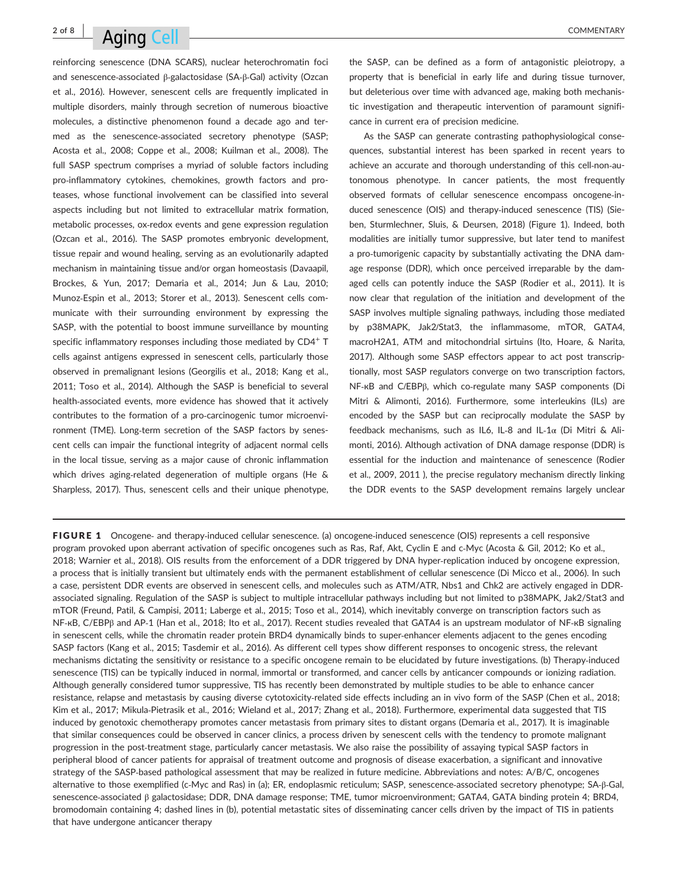reinforcing senescence (DNA SCARS), nuclear heterochromatin foci and senescence-associated β-galactosidase (SA-β-Gal) activity (Ozcan et al., 2016). However, senescent cells are frequently implicated in multiple disorders, mainly through secretion of numerous bioactive molecules, a distinctive phenomenon found a decade ago and termed as the senescence-associated secretory phenotype (SASP; Acosta et al., 2008; Coppe et al., 2008; Kuilman et al., 2008). The full SASP spectrum comprises a myriad of soluble factors including pro-inflammatory cytokines, chemokines, growth factors and proteases, whose functional involvement can be classified into several aspects including but not limited to extracellular matrix formation, metabolic processes, ox-redox events and gene expression regulation (Ozcan et al., 2016). The SASP promotes embryonic development, tissue repair and wound healing, serving as an evolutionarily adapted mechanism in maintaining tissue and/or organ homeostasis (Davaapil, Brockes, & Yun, 2017; Demaria et al., 2014; Jun & Lau, 2010; Munoz-Espin et al., 2013; Storer et al., 2013). Senescent cells communicate with their surrounding environment by expressing the SASP, with the potential to boost immune surveillance by mounting specific inflammatory responses including those mediated by $CD4^{+}$ T cells against antigens expressed in senescent cells, particularly those observed in premalignant lesions (Georgilis et al., 2018; Kang et al., 2011; Toso et al., 2014). Although the SASP is beneficial to several health-associated events, more evidence has showed that it actively contributes to the formation of a pro-carcinogenic tumor microenvironment (TME). Long-term secretion of the SASP factors by senescent cells can impair the functional integrity of adjacent normal cells in the local tissue, serving as a major cause of chronic inflammation which drives aging-related degeneration of multiple organs (He & Sharpless, 2017). Thus, senescent cells and their unique phenotype, the SASP, can be defined as a form of antagonistic pleiotropy, a property that is beneficial in early life and during tissue turnover, but deleterious over time with advanced age, making both mechanistic investigation and therapeutic intervention of paramount significance in current era of precision medicine.

As the SASP can generate contrasting pathophysiological consequences, substantial interest has been sparked in recent years to achieve an accurate and thorough understanding of this cell-non-autonomous phenotype. In cancer patients, the most frequently observed formats of cellular senescence encompass oncogene-induced senescence (OIS) and therapy-induced senescence (TIS) (Sieben, Sturmlechner, Sluis, & Deursen, 2018) (Figure 1). Indeed, both modalities are initially tumor suppressive, but later tend to manifest a pro-tumorigenic capacity by substantially activating the DNA damage response (DDR), which once perceived irreparable by the damaged cells can potently induce the SASP (Rodier et al., 2011). It is now clear that regulation of the initiation and development of the SASP involves multiple signaling pathways, including those mediated by p38MAPK, Jak2/Stat3, the inflammasome, mTOR, GATA4, macroH2A1, ATM and mitochondrial sirtuins (Ito, Hoare, & Narita, 2017). Although some SASP effectors appear to act post transcriptionally, most SASP regulators converge on two transcription factors, NF-κB and C/EBPβ, which co-regulate many SASP components (Di Mitri & Alimonti, 2016). Furthermore, some interleukins (ILs) are encoded by the SASP but can reciprocally modulate the SASP by feedback mechanisms, such as IL6, IL-8 and IL-1α (Di Mitri & Alimonti, 2016). Although activation of DNA damage response (DDR) is essential for the induction and maintenance of senescence (Rodier et al., 2009, 2011 ), the precise regulatory mechanism directly linking the DDR events to the SASP development remains largely unclear

**FIGURE 1** Oncogene- and therapy-induced cellular senescence. (a) oncogene-induced senescence (OIS) represents a cell responsive program provoked upon aberrant activation of specific oncogenes such as Ras, Raf, Akt, Cyclin E and c-Myc (Acosta & Gil, 2012; Ko et al., 2018; Warnier et al., 2018). OIS results from the enforcement of a DDR triggered by DNA hyper-replication induced by oncogene expression, a process that is initially transient but ultimately ends with the permanent establishment of cellular senescence (Di Micco et al., 2006). In such a case, persistent DDR events are observed in senescent cells, and molecules such as ATM/ATR, Nbs1 and Chk2 are actively engaged in DDR-associated signaling. Regulation of the SASP is subject to multiple intracellular pathways including but not limited to p38MAPK, Jak2/Stat3 and mTOR (Freund, Patil, & Campisi, 2011; Laberge et al., 2015; Toso et al., 2014), which inevitably converge on transcription factors such as NF-κB, C/EBPβ and AP-1 (Han et al., 2018; Ito et al., 2017). Recent studies revealed that GATA4 is an upstream modulator of NF-κB signaling in senescent cells, while the chromatin reader protein BRD4 dynamically binds to super-enhancer elements adjacent to the genes encoding SASP factors (Kang et al., 2015; Tasdemir et al., 2016). As different cell types show different responses to oncogenic stress, the relevant mechanisms dictating the sensitivity or resistance to a specific oncogene remain to be elucidated by future investigations. (b) Therapy-induced senescence (TIS) can be typically induced in normal, immortal or transformed, and cancer cells by anticancer compounds or ionizing radiation. Although generally considered tumor suppressive, TIS has recently been demonstrated by multiple studies to be able to enhance cancer resistance, relapse and metastasis by causing diverse cytotoxicity-related side effects including an in vivo form of the SASP (Chen et al., 2018; Kim et al., 2017; Mikula-Pietrasik et al., 2016; Wieland et al., 2017; Zhang et al., 2018). Furthermore, experimental data suggested that TIS induced by genotoxic chemotherapy promotes cancer metastasis from primary sites to distant organs (Demaria et al., 2017). It is imaginable that similar consequences could be observed in cancer clinics, a process driven by senescent cells with the tendency to promote malignant progression in the post-treatment stage, particularly cancer metastasis. We also raise the possibility of assaying typical SASP factors in peripheral blood of cancer patients for appraisal of treatment outcome and prognosis of disease exacerbation, a significant and innovative strategy of the SASP-based pathological assessment that may be realized in future medicine. Abbreviations and notes: A/B/C, oncogenes alternative to those exemplified (c-Myc and Ras) in (a); ER, endoplasmic reticulum; SASP, senescence-associated secretory phenotype; SA-β-Gal, senescence-associated β galactosidase; DDR, DNA damage response; TME, tumor microenvironment; GATA4, GATA binding protein 4; BRD4, bromodomain containing 4; dashed lines in (b), potential metastatic sites of disseminating cancer cells driven by the impact of TIS in patients that have undergone anticancer therapy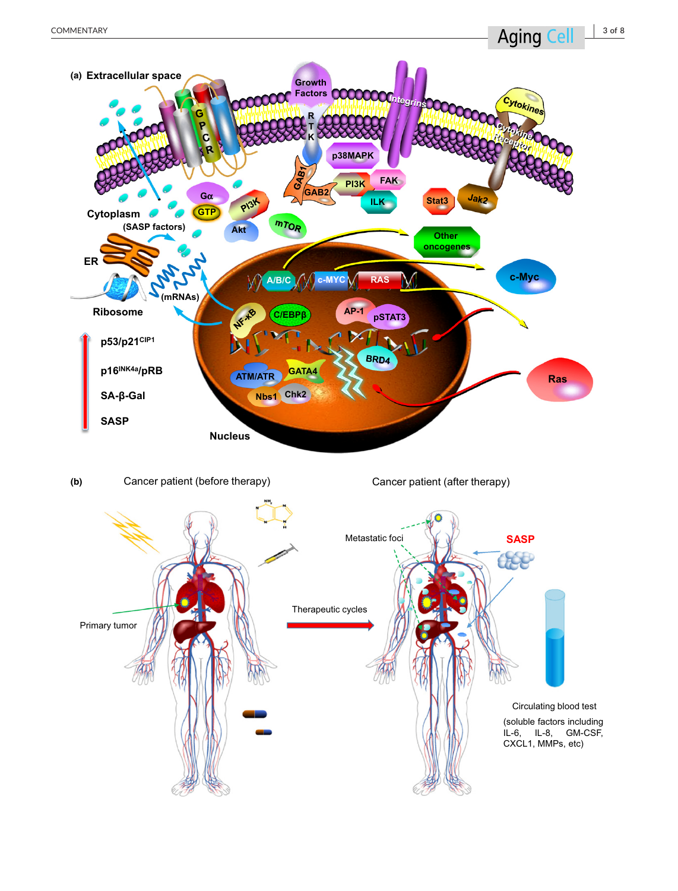(a) Extracellular space

GPCR

Growth Factors

RTK

Integrins

Cytokines

Cytokine Receptor

p38MAPK

GAB1

GAB2

PI3K

FAK

ILK

Stat3

Jak2

Gα

GTP

PI3K

Akt

mTOR

Cytoplasm

(SASP factors)

ER

Ribosome

(mRNAs)

Other oncogenes

A/B/C

c-MYC

RAS

c-Myc

NF-κB

C/EBPβ

AP-1

pSTAT3

BRD4

ATM/ATR

GATA4

Nbs1

Chk2

Ras

Nucleus

p53/p21[CIP1]

p16[INK4a]/pRB

SA-β-Gal

SASP

(b) Cancer patient (before therapy)

Cancer patient (after therapy)

Primary tumor

Therapeutic cycles

Metastatic foci

SASP

Circulating blood test (soluble factors including IL-6, IL-8, GM-CSF, CXCL1, MMPs, etc)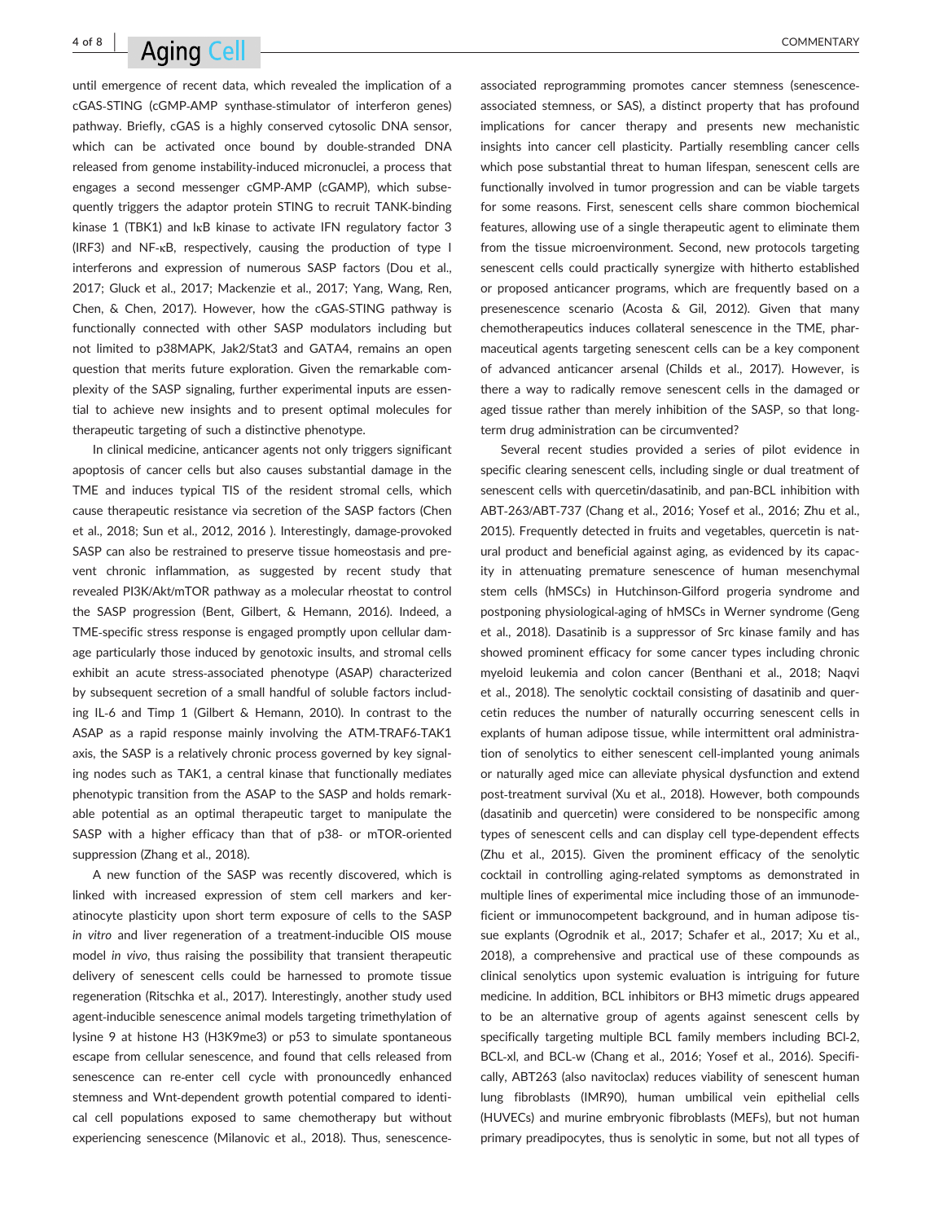until emergence of recent data, which revealed the implication of a cGAS-STING (cGMP-AMP synthase-stimulator of interferon genes) pathway. Briefly, cGAS is a highly conserved cytosolic DNA sensor, which can be activated once bound by double-stranded DNA released from genome instability-induced micronuclei, a process that engages a second messenger cGMP-AMP (cGAMP), which subsequently triggers the adaptor protein STING to recruit TANK-binding kinase 1 (TBK1) and IκB kinase to activate IFN regulatory factor 3 (IRF3) and NF-κB, respectively, causing the production of type I interferons and expression of numerous SASP factors (Dou et al., 2017; Gluck et al., 2017; Mackenzie et al., 2017; Yang, Wang, Ren, Chen, & Chen, 2017). However, how the cGAS-STING pathway is functionally connected with other SASP modulators including but not limited to p38MAPK, Jak2/Stat3 and GATA4, remains an open question that merits future exploration. Given the remarkable complexity of the SASP signaling, further experimental inputs are essential to achieve new insights and to present optimal molecules for therapeutic targeting of such a distinctive phenotype.

In clinical medicine, anticancer agents not only triggers significant apoptosis of cancer cells but also causes substantial damage in the TME and induces typical TIS of the resident stromal cells, which cause therapeutic resistance via secretion of the SASP factors (Chen et al., 2018; Sun et al., 2012, 2016 ). Interestingly, damage-provoked SASP can also be restrained to preserve tissue homeostasis and prevent chronic inflammation, as suggested by recent study that revealed PI3K/Akt/mTOR pathway as a molecular rheostat to control the SASP progression (Bent, Gilbert, & Hemann, 2016). Indeed, a TME-specific stress response is engaged promptly upon cellular damage particularly those induced by genotoxic insults, and stromal cells exhibit an acute stress-associated phenotype (ASAP) characterized by subsequent secretion of a small handful of soluble factors including IL-6 and Timp 1 (Gilbert & Hemann, 2010). In contrast to the ASAP as a rapid response mainly involving the ATM-TRAF6-TAK1 axis, the SASP is a relatively chronic process governed by key signaling nodes such as TAK1, a central kinase that functionally mediates phenotypic transition from the ASAP to the SASP and holds remarkable potential as an optimal therapeutic target to manipulate the SASP with a higher efficacy than that of p38- or mTOR-oriented suppression (Zhang et al., 2018).

A new function of the SASP was recently discovered, which is linked with increased expression of stem cell markers and keratinocyte plasticity upon short term exposure of cells to the SASP *in vitro* and liver regeneration of a treatment-inducible OIS mouse model *in vivo*, thus raising the possibility that transient therapeutic delivery of senescent cells could be harnessed to promote tissue regeneration (Ritschka et al., 2017). Interestingly, another study used agent-inducible senescence animal models targeting trimethylation of lysine 9 at histone H3 (H3K9me3) or p53 to simulate spontaneous escape from cellular senescence, and found that cells released from senescence can re-enter cell cycle with pronouncedly enhanced stemness and Wnt-dependent growth potential compared to identical cell populations exposed to same chemotherapy but without experiencing senescence (Milanovic et al., 2018). Thus, senescence-associated reprogramming promotes cancer stemness (senescence-associated stemness, or SAS), a distinct property that has profound implications for cancer therapy and presents new mechanistic insights into cancer cell plasticity. Partially resembling cancer cells which pose substantial threat to human lifespan, senescent cells are functionally involved in tumor progression and can be viable targets for some reasons. First, senescent cells share common biochemical features, allowing use of a single therapeutic agent to eliminate them from the tissue microenvironment. Second, new protocols targeting senescent cells could practically synergize with hitherto established or proposed anticancer programs, which are frequently based on a presenescence scenario (Acosta & Gil, 2012). Given that many chemotherapeutics induces collateral senescence in the TME, pharmaceutical agents targeting senescent cells can be a key component of advanced anticancer arsenal (Childs et al., 2017). However, is there a way to radically remove senescent cells in the damaged or aged tissue rather than merely inhibition of the SASP, so that long-term drug administration can be circumvented?

Several recent studies provided a series of pilot evidence in specific clearing senescent cells, including single or dual treatment of senescent cells with quercetin/dasatinib, and pan-BCL inhibition with ABT-263/ABT-737 (Chang et al., 2016; Yosef et al., 2016; Zhu et al., 2015). Frequently detected in fruits and vegetables, quercetin is natural product and beneficial against aging, as evidenced by its capacity in attenuating premature senescence of human mesenchymal stem cells (hMSCs) in Hutchinson-Gilford progeria syndrome and postponing physiological-aging of hMSCs in Werner syndrome (Geng et al., 2018). Dasatinib is a suppressor of Src kinase family and has showed prominent efficacy for some cancer types including chronic myeloid leukemia and colon cancer (Benthani et al., 2018; Naqvi et al., 2018). The senolytic cocktail consisting of dasatinib and quercetin reduces the number of naturally occurring senescent cells in explants of human adipose tissue, while intermittent oral administration of senolytics to either senescent cell-implanted young animals or naturally aged mice can alleviate physical dysfunction and extend post-treatment survival (Xu et al., 2018). However, both compounds (dasatinib and quercetin) were considered to be nonspecific among types of senescent cells and can display cell type-dependent effects (Zhu et al., 2015). Given the prominent efficacy of the senolytic cocktail in controlling aging-related symptoms as demonstrated in multiple lines of experimental mice including those of an immunodeficient or immunocompetent background, and in human adipose tissue explants (Ogrodnik et al., 2017; Schafer et al., 2017; Xu et al., 2018), a comprehensive and practical use of these compounds as clinical senolytics upon systemic evaluation is intriguing for future medicine. In addition, BCL inhibitors or BH3 mimetic drugs appeared to be an alternative group of agents against senescent cells by specifically targeting multiple BCL family members including Bcl-2, BCL-xl, and BCL-w (Chang et al., 2016; Yosef et al., 2016). Specifically, ABT263 (also navitoclax) reduces viability of senescent human lung fibroblasts (IMR90), human umbilical vein epithelial cells (HUVECs) and murine embryonic fibroblasts (MEFs), but not human primary preadipocytes, thus is senolytic in some, but not all types of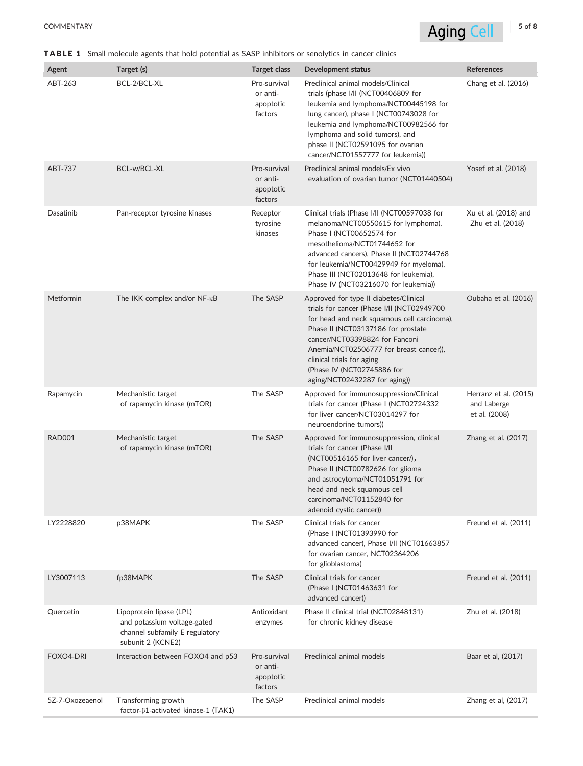**TABLE 1** Small molecule agents that hold potential as SASP inhibitors or senolytics in cancer clinics

| Agent | Target (s) | Target class | Development status | References |
|---|---|---|---|---|
| ABT-263 | BCL-2/BCL-XL | Pro-survival or anti-apoptotic factors | Preclinical animal models/Clinical trials (phase I/II (NCT00406809 for leukemia and lymphoma/NCT00445198 for lung cancer), phase I (NCT00743028 for leukemia and lymphoma/NCT00982566 for lymphoma and solid tumors), and phase II (NCT02591095 for ovarian cancer/NCT01557777 for leukemia)) | Chang et al. (2016) |
| ABT-737 | BCL-w/BCL-XL | Pro-survival or anti-apoptotic factors | Preclinical animal models/Ex vivo evaluation of ovarian tumor (NCT01440504) | Yosef et al. (2018) |
| Dasatinib | Pan-receptor tyrosine kinases | Receptor tyrosine kinases | Clinical trials (Phase I/II (NCT00597038 for melanoma/NCT00550615 for lymphoma), Phase I (NCT00652574 for mesothelioma/NCT01744652 for advanced cancers), Phase II (NCT02744768 for leukemia/NCT00429949 for myeloma), Phase III (NCT02013648 for leukemia), Phase IV (NCT03216070 for leukemia)) | Xu et al. (2018) and Zhu et al. (2018) |
| Metformin | The IKK complex and/or NF-κB | The SASP | Approved for type II diabetes/Clinical trials for cancer (Phase I/II (NCT02949700 for head and neck squamous cell carcinoma), Phase II (NCT03137186 for prostate cancer/NCT03398824 for Fanconi Anemia/NCT02506777 for breast cancer)), clinical trials for aging (Phase IV (NCT02745886 for aging/NCT02432287 for aging)) | Oubaha et al. (2016) |
| Rapamycin | Mechanistic target of rapamycin kinase (mTOR) | The SASP | Approved for immunosuppression/Clinical trials for cancer (Phase I (NCT02724332 for liver cancer/NCT03014297 for neuroendorine tumors)) | Herranz et al. (2015) and Laberge et al. (2008) |
| RAD001 | Mechanistic target of rapamycin kinase (mTOR) | The SASP | Approved for immunosuppression, clinical trials for cancer (Phase I/II (NCT00516165 for liver cancer/), Phase II (NCT00782626 for glioma and astrocytoma/NCT01051791 for head and neck squamous cell carcinoma/NCT01152840 for adenoid cystic cancer)) | Zhang et al. (2017) |
| LY2228820 | p38MAPK | The SASP | Clinical trials for cancer (Phase I (NCT01393990 for advanced cancer), Phase I/II (NCT01663857 for ovarian cancer, NCT02364206 for glioblastoma) | Freund et al. (2011) |
| LY3007113 | fp38MAPK | The SASP | Clinical trials for cancer (Phase I (NCT01463631 for advanced cancer)) | Freund et al. (2011) |
| Quercetin | Lipoprotein lipase (LPL) and potassium voltage-gated channel subfamily E regulatory subunit 2 (KCNE2) | Antioxidant enzymes | Phase II clinical trial (NCT02848131) for chronic kidney disease | Zhu et al. (2018) |
| FOXO4-DRI | Interaction between FOXO4 and p53 | Pro-survival or anti-apoptotic factors | Preclinical animal models | Baar et al, (2017) |
| 5Z-7-Oxozeaenol | Transforming growth factor-β1-activated kinase-1 (TAK1) | The SASP | Preclinical animal models | Zhang et al, (2017) |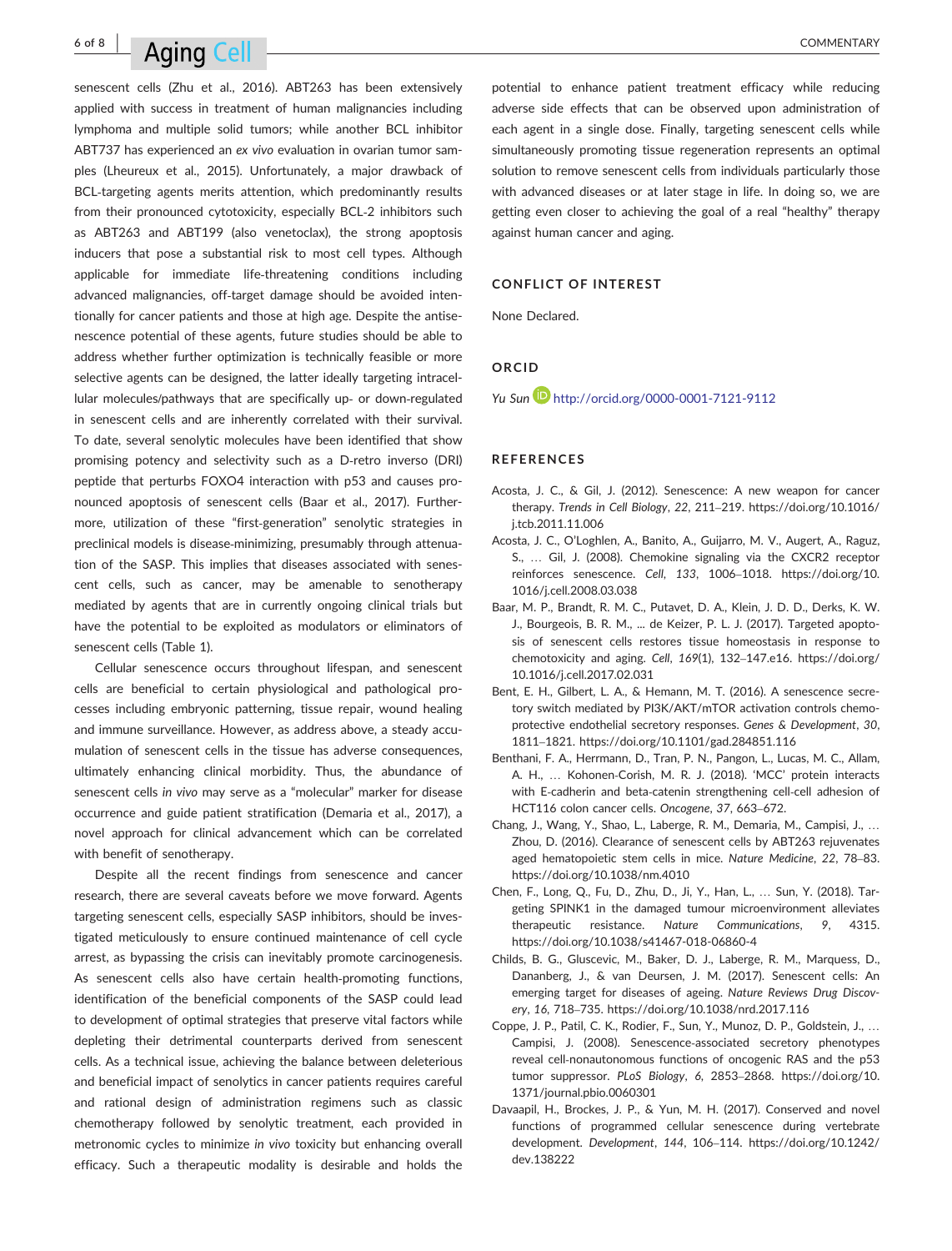senescent cells (Zhu et al., 2016). ABT263 has been extensively applied with success in treatment of human malignancies including lymphoma and multiple solid tumors; while another BCL inhibitor ABT737 has experienced an *ex vivo* evaluation in ovarian tumor samples (Lheureux et al., 2015). Unfortunately, a major drawback of BCL-targeting agents merits attention, which predominantly results from their pronounced cytotoxicity, especially BCL-2 inhibitors such as ABT263 and ABT199 (also venetoclax), the strong apoptosis inducers that pose a substantial risk to most cell types. Although applicable for immediate life-threatening conditions including advanced malignancies, off-target damage should be avoided intentionally for cancer patients and those at high age. Despite the antisenescence potential of these agents, future studies should be able to address whether further optimization is technically feasible or more selective agents can be designed, the latter ideally targeting intracellular molecules/pathways that are specifically up- or down-regulated in senescent cells and are inherently correlated with their survival. To date, several senolytic molecules have been identified that show promising potency and selectivity such as a D-retro inverso (DRI) peptide that perturbs FOXO4 interaction with p53 and causes pronounced apoptosis of senescent cells (Baar et al., 2017). Furthermore, utilization of these "first-generation" senolytic strategies in preclinical models is disease-minimizing, presumably through attenuation of the SASP. This implies that diseases associated with senescent cells, such as cancer, may be amenable to senotherapy mediated by agents that are in currently ongoing clinical trials but have the potential to be exploited as modulators or eliminators of senescent cells (Table 1).

Cellular senescence occurs throughout lifespan, and senescent cells are beneficial to certain physiological and pathological processes including embryonic patterning, tissue repair, wound healing and immune surveillance. However, as address above, a steady accumulation of senescent cells in the tissue has adverse consequences, ultimately enhancing clinical morbidity. Thus, the abundance of senescent cells *in vivo* may serve as a "molecular" marker for disease occurrence and guide patient stratification (Demaria et al., 2017), a novel approach for clinical advancement which can be correlated with benefit of senotherapy.

Despite all the recent findings from senescence and cancer research, there are several caveats before we move forward. Agents targeting senescent cells, especially SASP inhibitors, should be investigated meticulously to ensure continued maintenance of cell cycle arrest, as bypassing the crisis can inevitably promote carcinogenesis. As senescent cells also have certain health-promoting functions, identification of the beneficial components of the SASP could lead to development of optimal strategies that preserve vital factors while depleting their detrimental counterparts derived from senescent cells. As a technical issue, achieving the balance between deleterious and beneficial impact of senolytics in cancer patients requires careful and rational design of administration regimens such as classic chemotherapy followed by senolytic treatment, each provided in metronomic cycles to minimize *in vivo* toxicity but enhancing overall efficacy. Such a therapeutic modality is desirable and holds the potential to enhance patient treatment efficacy while reducing adverse side effects that can be observed upon administration of each agent in a single dose. Finally, targeting senescent cells while simultaneously promoting tissue regeneration represents an optimal solution to remove senescent cells from individuals particularly those with advanced diseases or at later stage in life. In doing so, we are getting even closer to achieving the goal of a real "healthy" therapy against human cancer and aging.

## CONFLICT OF INTEREST

None Declared.

## ORCID

*Yu Sun* http://orcid.org/0000-0001-7121-9112

## REFERENCES

Acosta, J. C., & Gil, J. (2012). Senescence: A new weapon for cancer therapy. *Trends in Cell Biology*, *22*, 211–219. https://doi.org/10.1016/j.tcb.2011.11.006

Acosta, J. C., O'Loghlen, A., Banito, A., Guijarro, M. V., Augert, A., Raguz, S., … Gil, J. (2008). Chemokine signaling via the CXCR2 receptor reinforces senescence. *Cell*, *133*, 1006–1018. https://doi.org/10.1016/j.cell.2008.03.038

Baar, M. P., Brandt, R. M. C., Putavet, D. A., Klein, J. D. D., Derks, K. W. J., Bourgeois, B. R. M., ... de Keizer, P. L. J. (2017). Targeted apoptosis of senescent cells restores tissue homeostasis in response to chemotoxicity and aging. *Cell*, *169*(1), 132–147.e16. https://doi.org/10.1016/j.cell.2017.02.031

Bent, E. H., Gilbert, L. A., & Hemann, M. T. (2016). A senescence secretory switch mediated by PI3K/AKT/mTOR activation controls chemoprotective endothelial secretory responses. *Genes & Development*, *30*, 1811–1821. https://doi.org/10.1101/gad.284851.116

Benthani, F. A., Herrmann, D., Tran, P. N., Pangon, L., Lucas, M. C., Allam, A. H., … Kohonen-Corish, M. R. J. (2018). 'MCC' protein interacts with E-cadherin and beta-catenin strengthening cell-cell adhesion of HCT116 colon cancer cells. *Oncogene*, *37*, 663–672.

Chang, J., Wang, Y., Shao, L., Laberge, R. M., Demaria, M., Campisi, J., … Zhou, D. (2016). Clearance of senescent cells by ABT263 rejuvenates aged hematopoietic stem cells in mice. *Nature Medicine*, *22*, 78–83. https://doi.org/10.1038/nm.4010

Chen, F., Long, Q., Fu, D., Zhu, D., Ji, Y., Han, L., … Sun, Y. (2018). Targeting SPINK1 in the damaged tumour microenvironment alleviates therapeutic resistance. *Nature Communications*, *9*, 4315. https://doi.org/10.1038/s41467-018-06860-4

Childs, B. G., Gluscevic, M., Baker, D. J., Laberge, R. M., Marquess, D., Dananberg, J., & van Deursen, J. M. (2017). Senescent cells: An emerging target for diseases of ageing. *Nature Reviews Drug Discovery*, *16*, 718–735. https://doi.org/10.1038/nrd.2017.116

Coppe, J. P., Patil, C. K., Rodier, F., Sun, Y., Munoz, D. P., Goldstein, J., … Campisi, J. (2008). Senescence-associated secretory phenotypes reveal cell-nonautonomous functions of oncogenic RAS and the p53 tumor suppressor. *PLoS Biology*, *6*, 2853–2868. https://doi.org/10.1371/journal.pbio.0060301

Davaapil, H., Brockes, J. P., & Yun, M. H. (2017). Conserved and novel functions of programmed cellular senescence during vertebrate development. *Development*, *144*, 106–114. https://doi.org/10.1242/dev.138222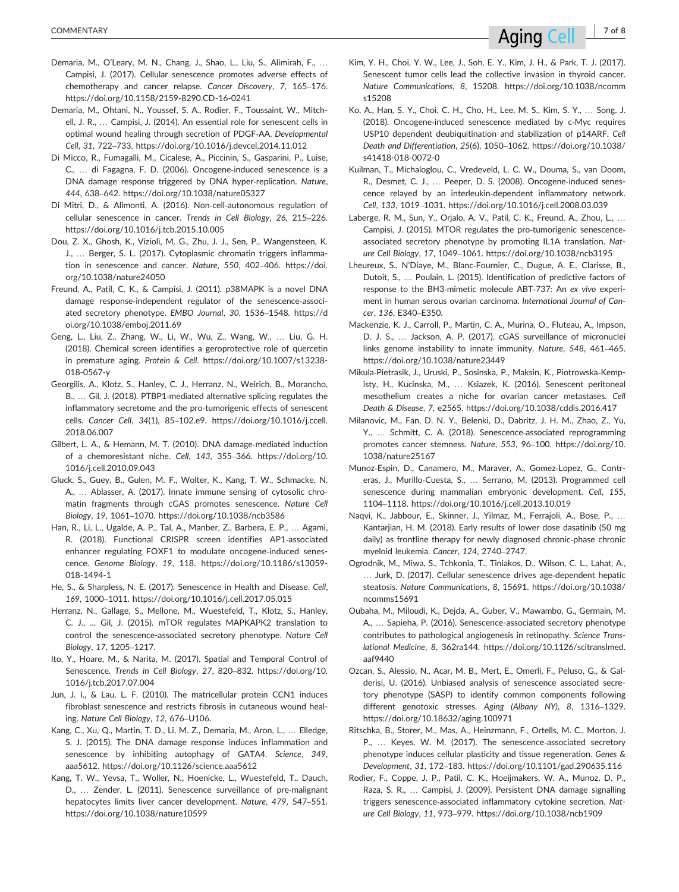Demaria, M., O'Leary, M. N., Chang, J., Shao, L., Liu, S., Alimirah, F., … Campisi, J. (2017). Cellular senescence promotes adverse effects of chemotherapy and cancer relapse. *Cancer Discovery*, *7*, 165–176. https://doi.org/10.1158/2159-8290.CD-16-0241

Demaria, M., Ohtani, N., Youssef, S. A., Rodier, F., Toussaint, W., Mitchell, J. R., … Campisi, J. (2014). An essential role for senescent cells in optimal wound healing through secretion of PDGF-AA. *Developmental Cell*, *31*, 722–733. https://doi.org/10.1016/j.devcel.2014.11.012

Di Micco, R., Fumagalli, M., Cicalese, A., Piccinin, S., Gasparini, P., Luise, C., … di Fagagna, F. D. (2006). Oncogene-induced senescence is a DNA damage response triggered by DNA hyper-replication. *Nature*, *444*, 638–642. https://doi.org/10.1038/nature05327

Di Mitri, D., & Alimonti, A. (2016). Non-cell-autonomous regulation of cellular senescence in cancer. *Trends in Cell Biology*, *26*, 215–226. https://doi.org/10.1016/j.tcb.2015.10.005

Dou, Z. X., Ghosh, K., Vizioli, M. G., Zhu, J. J., Sen, P., Wangensteen, K. J., … Berger, S. L. (2017). Cytoplasmic chromatin triggers inflammation in senescence and cancer. *Nature*, *550*, 402–406. https://doi.org/10.1038/nature24050

Freund, A., Patil, C. K., & Campisi, J. (2011). p38MAPK is a novel DNA damage response-independent regulator of the senescence-associated secretory phenotype. *EMBO Journal*, *30*, 1536–1548. https://doi.org/10.1038/emboj.2011.69

Geng, L., Liu, Z., Zhang, W., Li, W., Wu, Z., Wang, W., … Liu, G. H. (2018). Chemical screen identifies a geroprotective role of quercetin in premature aging. *Protein & Cell*. https://doi.org/10.1007/s13238-018-0567-y

Georgilis, A., Klotz, S., Hanley, C. J., Herranz, N., Weirich, B., Morancho, B., … Gil, J. (2018). PTBP1-mediated alternative splicing regulates the inflammatory secretome and the pro-tumorigenic effects of senescent cells. *Cancer Cell*, *34*(1), 85–102.e9. https://doi.org/10.1016/j.ccell.2018.06.007

Gilbert, L. A., & Hemann, M. T. (2010). DNA damage-mediated induction of a chemoresistant niche. *Cell*, *143*, 355–366. https://doi.org/10.1016/j.cell.2010.09.043

Gluck, S., Guey, B., Gulen, M. F., Wolter, K., Kang, T. W., Schmacke, N. A., … Ablasser, A. (2017). Innate immune sensing of cytosolic chromatin fragments through cGAS promotes senescence. *Nature Cell Biology*, *19*, 1061–1070. https://doi.org/10.1038/ncb3586

Han, R., Li, L., Ugalde, A. P., Tal, A., Manber, Z., Barbera, E. P., … Agami, R. (2018). Functional CRISPR screen identifies AP1-associated enhancer regulating FOXF1 to modulate oncogene-induced senescence. *Genome Biology*, *19*, 118. https://doi.org/10.1186/s13059-018-1494-1

He, S., & Sharpless, N. E. (2017). Senescence in Health and Disease. *Cell*, *169*, 1000–1011. https://doi.org/10.1016/j.cell.2017.05.015

Herranz, N., Gallage, S., Mellone, M., Wuestefeld, T., Klotz, S., Hanley, C. J., ... Gil, J. (2015). mTOR regulates MAPKAPK2 translation to control the senescence-associated secretory phenotype. *Nature Cell Biology*, *17*, 1205–1217.

Ito, Y., Hoare, M., & Narita, M. (2017). Spatial and Temporal Control of Senescence. *Trends in Cell Biology*, *27*, 820–832. https://doi.org/10.1016/j.tcb.2017.07.004

Jun, J. I., & Lau, L. F. (2010). The matricellular protein CCN1 induces fibroblast senescence and restricts fibrosis in cutaneous wound healing. *Nature Cell Biology*, *12*, 676–U106.

Kang, C., Xu, Q., Martin, T. D., Li, M. Z., Demaria, M., Aron, L., … Elledge, S. J. (2015). The DNA damage response induces inflammation and senescence by inhibiting autophagy of GATA4. *Science*, *349*, aaa5612. https://doi.org/10.1126/science.aaa5612

Kang, T. W., Yevsa, T., Woller, N., Hoenicke, L., Wuestefeld, T., Dauch, D., … Zender, L. (2011). Senescence surveillance of pre-malignant hepatocytes limits liver cancer development. *Nature*, *479*, 547–551. https://doi.org/10.1038/nature10599

Kim, Y. H., Choi, Y. W., Lee, J., Soh, E. Y., Kim, J. H., & Park, T. J. (2017). Senescent tumor cells lead the collective invasion in thyroid cancer. *Nature Communications*, *8*, 15208. https://doi.org/10.1038/ncomms15208

Ko, A., Han, S. Y., Choi, C. H., Cho, H., Lee, M. S., Kim, S. Y., … Song, J. (2018). Oncogene-induced senescence mediated by c-Myc requires USP10 dependent deubiquitination and stabilization of p14ARF. *Cell Death and Differentiation*, *25*(6), 1050–1062. https://doi.org/10.1038/s41418-018-0072-0

Kuilman, T., Michaloglou, C., Vredeveld, L. C. W., Douma, S., van Doom, R., Desmet, C. J., … Peeper, D. S. (2008). Oncogene-induced senescence relayed by an interleukin-dependent inflammatory network. *Cell*, *133*, 1019–1031. https://doi.org/10.1016/j.cell.2008.03.039

Laberge, R. M., Sun, Y., Orjalo, A. V., Patil, C. K., Freund, A., Zhou, L., … Campisi, J. (2015). MTOR regulates the pro-tumorigenic senescence-associated secretory phenotype by promoting IL1A translation. *Nature Cell Biology*, *17*, 1049–1061. https://doi.org/10.1038/ncb3195

Lheureux, S., N'Diaye, M., Blanc-Fournier, C., Dugue, A. E., Clarisse, B., Dutoit, S., … Poulain, L. (2015). Identification of predictive factors of response to the BH3-mimetic molecule ABT-737: An *ex vivo* experiment in human serous ovarian carcinoma. *International Journal of Cancer*, *136*, E340–E350.

Mackenzie, K. J., Carroll, P., Martin, C. A., Murina, O., Fluteau, A., Impson, D. J. S., … Jackson, A. P. (2017). cGAS surveillance of micronuclei links genome instability to innate immunity. *Nature*, *548*, 461–465. https://doi.org/10.1038/nature23449

Mikula-Pietrasik, J., Uruski, P., Sosinska, P., Maksin, K., Piotrowska-Kempisty, H., Kucinska, M., … Ksiazek, K. (2016). Senescent peritoneal mesothelium creates a niche for ovarian cancer metastases. *Cell Death & Disease*, *7*, e2565. https://doi.org/10.1038/cddis.2016.417

Milanovic, M., Fan, D. N. Y., Belenki, D., Dabritz, J. H. M., Zhao, Z., Yu, Y., … Schmitt, C. A. (2018). Senescence-associated reprogramming promotes cancer stemness. *Nature*, *553*, 96–100. https://doi.org/10.1038/nature25167

Munoz-Espin, D., Canamero, M., Maraver, A., Gomez-Lopez, G., Contreras, J., Murillo-Cuesta, S., … Serrano, M. (2013). Programmed cell senescence during mammalian embryonic development. *Cell*, *155*, 1104–1118. https://doi.org/10.1016/j.cell.2013.10.019

Naqvi, K., Jabbour, E., Skinner, J., Yilmaz, M., Ferrajoli, A., Bose, P., … Kantarjian, H. M. (2018). Early results of lower dose dasatinib (50 mg daily) as frontline therapy for newly diagnosed chronic-phase chronic myeloid leukemia. *Cancer*, *124*, 2740–2747.

Ogrodnik, M., Miwa, S., Tchkonia, T., Tiniakos, D., Wilson, C. L., Lahat, A., … Jurk, D. (2017). Cellular senescence drives age-dependent hepatic steatosis. *Nature Communications*, *8*, 15691. https://doi.org/10.1038/ncomms15691

Oubaha, M., Miloudi, K., Dejda, A., Guber, V., Mawambo, G., Germain, M. A., … Sapieha, P. (2016). Senescence-associated secretory phenotype contributes to pathological angiogenesis in retinopathy. *Science Translational Medicine*, *8*, 362ra144. https://doi.org/10.1126/scitranslmed.aaf9440

Ozcan, S., Alessio, N., Acar, M. B., Mert, E., Omerli, F., Peluso, G., & Galderisi, U. (2016). Unbiased analysis of senescence associated secretory phenotype (SASP) to identify common components following different genotoxic stresses. *Aging (Albany NY)*, *8*, 1316–1329. https://doi.org/10.18632/aging.100971

Ritschka, B., Storer, M., Mas, A., Heinzmann, F., Ortells, M. C., Morton, J. P., … Keyes, W. M. (2017). The senescence-associated secretory phenotype induces cellular plasticity and tissue regeneration. *Genes & Development*, *31*, 172–183. https://doi.org/10.1101/gad.290635.116

Rodier, F., Coppe, J. P., Patil, C. K., Hoeijmakers, W. A., Munoz, D. P., Raza, S. R., … Campisi, J. (2009). Persistent DNA damage signalling triggers senescence-associated inflammatory cytokine secretion. *Nature Cell Biology*, *11*, 973–979. https://doi.org/10.1038/ncb1909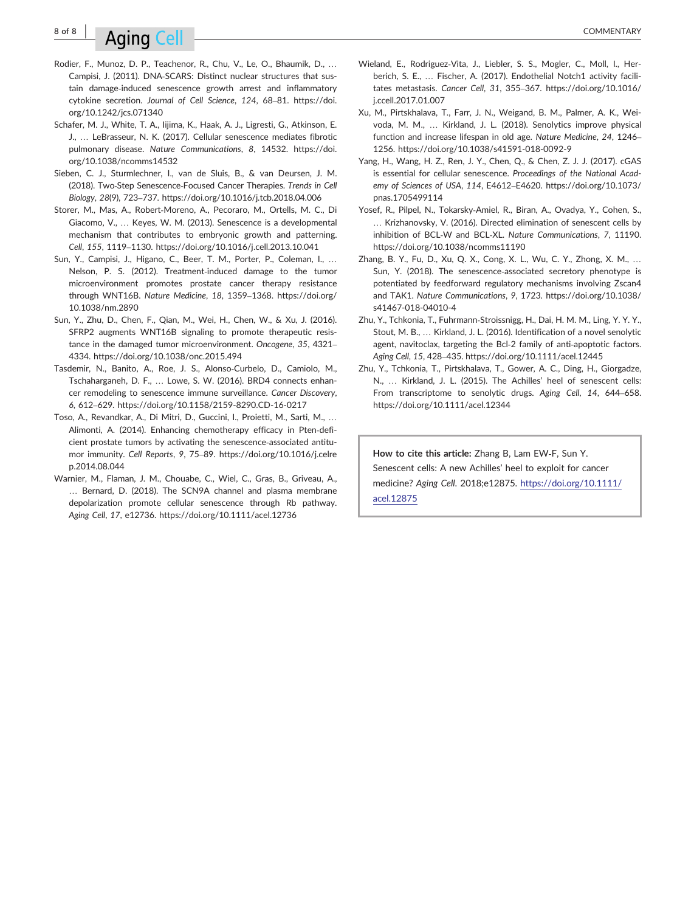Rodier, F., Munoz, D. P., Teachenor, R., Chu, V., Le, O., Bhaumik, D., … Campisi, J. (2011). DNA-SCARS: Distinct nuclear structures that sustain damage-induced senescence growth arrest and inflammatory cytokine secretion. *Journal of Cell Science*, *124*, 68–81. https://doi.org/10.1242/jcs.071340

Schafer, M. J., White, T. A., Iijima, K., Haak, A. J., Ligresti, G., Atkinson, E. J., … LeBrasseur, N. K. (2017). Cellular senescence mediates fibrotic pulmonary disease. *Nature Communications*, *8*, 14532. https://doi.org/10.1038/ncomms14532

Sieben, C. J., Sturmlechner, I., van de Sluis, B., & van Deursen, J. M. (2018). Two-Step Senescence-Focused Cancer Therapies. *Trends in Cell Biology*, *28*(9), 723–737. https://doi.org/10.1016/j.tcb.2018.04.006

Storer, M., Mas, A., Robert-Moreno, A., Pecoraro, M., Ortells, M. C., Di Giacomo, V., … Keyes, W. M. (2013). Senescence is a developmental mechanism that contributes to embryonic growth and patterning. *Cell*, *155*, 1119–1130. https://doi.org/10.1016/j.cell.2013.10.041

Sun, Y., Campisi, J., Higano, C., Beer, T. M., Porter, P., Coleman, I., … Nelson, P. S. (2012). Treatment-induced damage to the tumor microenvironment promotes prostate cancer therapy resistance through WNT16B. *Nature Medicine*, *18*, 1359–1368. https://doi.org/10.1038/nm.2890

Sun, Y., Zhu, D., Chen, F., Qian, M., Wei, H., Chen, W., & Xu, J. (2016). SFRP2 augments WNT16B signaling to promote therapeutic resistance in the damaged tumor microenvironment. *Oncogene*, *35*, 4321–4334. https://doi.org/10.1038/onc.2015.494

Tasdemir, N., Banito, A., Roe, J. S., Alonso-Curbelo, D., Camiolo, M., Tschaharganeh, D. F., … Lowe, S. W. (2016). BRD4 connects enhancer remodeling to senescence immune surveillance. *Cancer Discovery*, *6*, 612–629. https://doi.org/10.1158/2159-8290.CD-16-0217

Toso, A., Revandkar, A., Di Mitri, D., Guccini, I., Proietti, M., Sarti, M., … Alimonti, A. (2014). Enhancing chemotherapy efficacy in Pten-deficient prostate tumors by activating the senescence-associated antitumor immunity. *Cell Reports*, *9*, 75–89. https://doi.org/10.1016/j.celrep.2014.08.044

Warnier, M., Flaman, J. M., Chouabe, C., Wiel, C., Gras, B., Griveau, A., … Bernard, D. (2018). The SCN9A channel and plasma membrane depolarization promote cellular senescence through Rb pathway. *Aging Cell*, *17*, e12736. https://doi.org/10.1111/acel.12736

Wieland, E., Rodriguez-Vita, J., Liebler, S. S., Mogler, C., Moll, I., Herberich, S. E., … Fischer, A. (2017). Endothelial Notch1 activity facilitates metastasis. *Cancer Cell*, *31*, 355–367. https://doi.org/10.1016/j.ccell.2017.01.007

Xu, M., Pirtskhalava, T., Farr, J. N., Weigand, B. M., Palmer, A. K., Weivoda, M. M., … Kirkland, J. L. (2018). Senolytics improve physical function and increase lifespan in old age. *Nature Medicine*, *24*, 1246–1256. https://doi.org/10.1038/s41591-018-0092-9

Yang, H., Wang, H. Z., Ren, J. Y., Chen, Q., & Chen, Z. J. J. (2017). cGAS is essential for cellular senescence. *Proceedings of the National Academy of Sciences of USA*, *114*, E4612–E4620. https://doi.org/10.1073/pnas.1705499114

Yosef, R., Pilpel, N., Tokarsky-Amiel, R., Biran, A., Ovadya, Y., Cohen, S., … Krizhanovsky, V. (2016). Directed elimination of senescent cells by inhibition of BCL-W and BCL-XL. *Nature Communications*, *7*, 11190. https://doi.org/10.1038/ncomms11190

Zhang, B. Y., Fu, D., Xu, Q. X., Cong, X. L., Wu, C. Y., Zhong, X. M., … Sun, Y. (2018). The senescence-associated secretory phenotype is potentiated by feedforward regulatory mechanisms involving Zscan4 and TAK1. *Nature Communications*, *9*, 1723. https://doi.org/10.1038/s41467-018-04010-4

Zhu, Y., Tchkonia, T., Fuhrmann-Stroissnigg, H., Dai, H. M. M., Ling, Y. Y. Y., Stout, M. B., … Kirkland, J. L. (2016). Identification of a novel senolytic agent, navitoclax, targeting the Bcl-2 family of anti-apoptotic factors. *Aging Cell*, *15*, 428–435. https://doi.org/10.1111/acel.12445

Zhu, Y., Tchkonia, T., Pirtskhalava, T., Gower, A. C., Ding, H., Giorgadze, N., … Kirkland, J. L. (2015). The Achilles' heel of senescent cells: From transcriptome to senolytic drugs. *Aging Cell*, *14*, 644–658. https://doi.org/10.1111/acel.12344

**How to cite this article:** Zhang B, Lam EW-F, Sun Y. Senescent cells: A new Achilles' heel to exploit for cancer medicine? *Aging Cell*. 2018;e12875. https://doi.org/10.1111/acel.12875